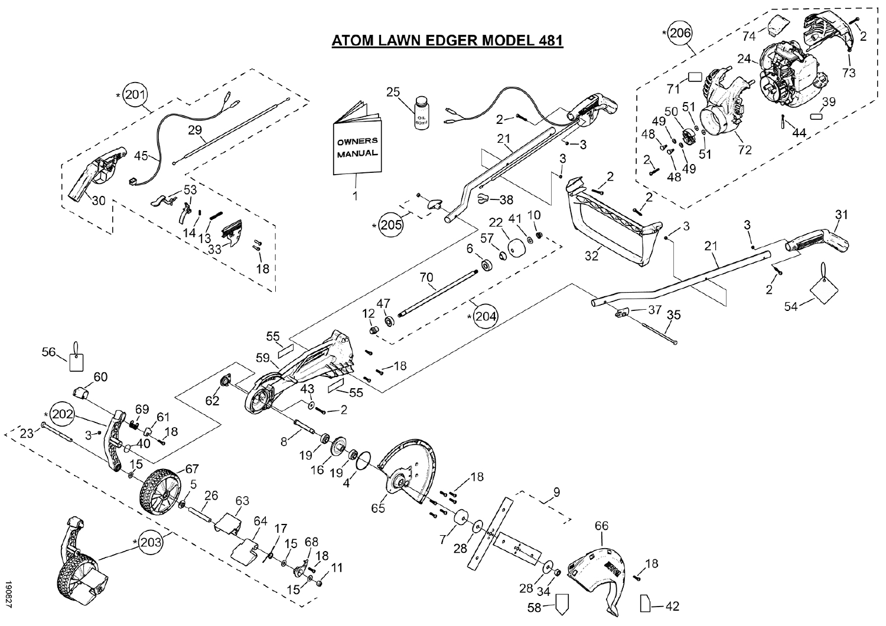# ATOM LAWN EDGER MODEL 481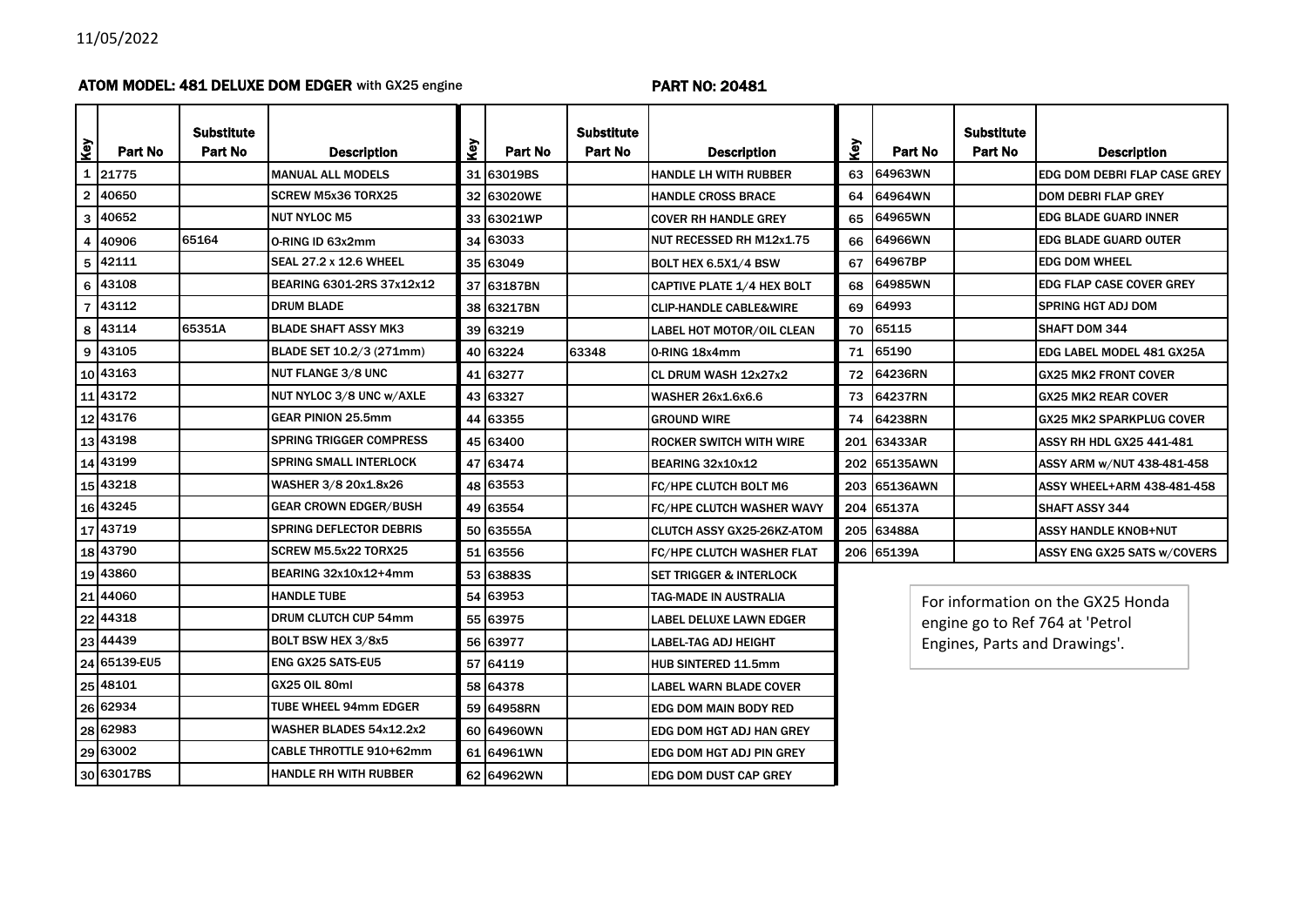11/05/2022

**ATOM MODEL: 481 DELUXE DOM EDGER** with GX25 engine

**PART NO: 20481**

| Key | Part No | Substitute Part No | Description | Key | Part No | Substitute Part No | Description | Key | Part No | Substitute Part No | Description |
|---|---|---|---|---|---|---|---|---|---|---|---|
| 1 | 21775 | | MANUAL ALL MODELS | 31 | 63019BS | | HANDLE LH WITH RUBBER | 63 | 64963WN | | EDG DOM DEBRI FLAP CASE GREY |
| 2 | 40650 | | SCREW M5x36 TORX25 | 32 | 63020WE | | HANDLE CROSS BRACE | 64 | 64964WN | | DOM DEBRI FLAP GREY |
| 3 | 40652 | | NUT NYLOC M5 | 33 | 63021WP | | COVER RH HANDLE GREY | 65 | 64965WN | | EDG BLADE GUARD INNER |
| 4 | 40906 | 65164 | O-RING ID 63x2mm | 34 | 63033 | | NUT RECESSED RH M12x1.75 | 66 | 64966WN | | EDG BLADE GUARD OUTER |
| 5 | 42111 | | SEAL 27.2 x 12.6 WHEEL | 35 | 63049 | | BOLT HEX 6.5X1/4 BSW | 67 | 64967BP | | EDG DOM WHEEL |
| 6 | 43108 | | BEARING 6301-2RS 37x12x12 | 37 | 63187BN | | CAPTIVE PLATE 1/4 HEX BOLT | 68 | 64985WN | | EDG FLAP CASE COVER GREY |
| 7 | 43112 | | DRUM BLADE | 38 | 63217BN | | CLIP-HANDLE CABLE&WIRE | 69 | 64993 | | SPRING HGT ADJ DOM |
| 8 | 43114 | 65351A | BLADE SHAFT ASSY MK3 | 39 | 63219 | | LABEL HOT MOTOR/OIL CLEAN | 70 | 65115 | | SHAFT DOM 344 |
| 9 | 43105 | | BLADE SET 10.2/3 (271mm) | 40 | 63224 | 63348 | O-RING 18x4mm | 71 | 65190 | | EDG LABEL MODEL 481 GX25A |
| 10 | 43163 | | NUT FLANGE 3/8 UNC | 41 | 63277 | | CL DRUM WASH 12x27x2 | 72 | 64236RN | | GX25 MK2 FRONT COVER |
| 11 | 43172 | | NUT NYLOC 3/8 UNC w/AXLE | 43 | 63327 | | WASHER 26x1.6x6.6 | 73 | 64237RN | | GX25 MK2 REAR COVER |
| 12 | 43176 | | GEAR PINION 25.5mm | 44 | 63355 | | GROUND WIRE | 74 | 64238RN | | GX25 MK2 SPARKPLUG COVER |
| 13 | 43198 | | SPRING TRIGGER COMPRESS | 45 | 63400 | | ROCKER SWITCH WITH WIRE | 201 | 63433AR | | ASSY RH HDL GX25 441-481 |
| 14 | 43199 | | SPRING SMALL INTERLOCK | 47 | 63474 | | BEARING 32x10x12 | 202 | 65135AWN | | ASSY ARM w/NUT 438-481-458 |
| 15 | 43218 | | WASHER 3/8 20x1.8x26 | 48 | 63553 | | FC/HPE CLUTCH BOLT M6 | 203 | 65136AWN | | ASSY WHEEL+ARM 438-481-458 |
| 16 | 43245 | | GEAR CROWN EDGER/BUSH | 49 | 63554 | | FC/HPE CLUTCH WASHER WAVY | 204 | 65137A | | SHAFT ASSY 344 |
| 17 | 43719 | | SPRING DEFLECTOR DEBRIS | 50 | 63555A | | CLUTCH ASSY GX25-26KZ-ATOM | 205 | 63488A | | ASSY HANDLE KNOB+NUT |
| 18 | 43790 | | SCREW M5.5x22 TORX25 | 51 | 63556 | | FC/HPE CLUTCH WASHER FLAT | 206 | 65139A | | ASSY ENG GX25 SATS w/COVERS |
| 19 | 43860 | | BEARING 32x10x12+4mm | 53 | 63883S | | SET TRIGGER & INTERLOCK | | | | |
| 21 | 44060 | | HANDLE TUBE | 54 | 63953 | | TAG-MADE IN AUSTRALIA | | | | |
| 22 | 44318 | | DRUM CLUTCH CUP 54mm | 55 | 63975 | | LABEL DELUXE LAWN EDGER | | | | |
| 23 | 44439 | | BOLT BSW HEX 3/8x5 | 56 | 63977 | | LABEL-TAG ADJ HEIGHT | | | | |
| 24 | 65139-EU5 | | ENG GX25 SATS-EU5 | 57 | 64119 | | HUB SINTERED 11.5mm | | | | |
| 25 | 48101 | | GX25 OIL 80ml | 58 | 64378 | | LABEL WARN BLADE COVER | | | | |
| 26 | 62934 | | TUBE WHEEL 94mm EDGER | 59 | 64958RN | | EDG DOM MAIN BODY RED | | | | |
| 28 | 62983 | | WASHER BLADES 54x12.2x2 | 60 | 64960WN | | EDG DOM HGT ADJ HAN GREY | | | | |
| 29 | 63002 | | CABLE THROTTLE 910+62mm | 61 | 64961WN | | EDG DOM HGT ADJ PIN GREY | | | | |
| 30 | 63017BS | | HANDLE RH WITH RUBBER | 62 | 64962WN | | EDG DOM DUST CAP GREY | | | | |

For information on the GX25 Honda engine go to Ref 764 at 'Petrol Engines, Parts and Drawings'.